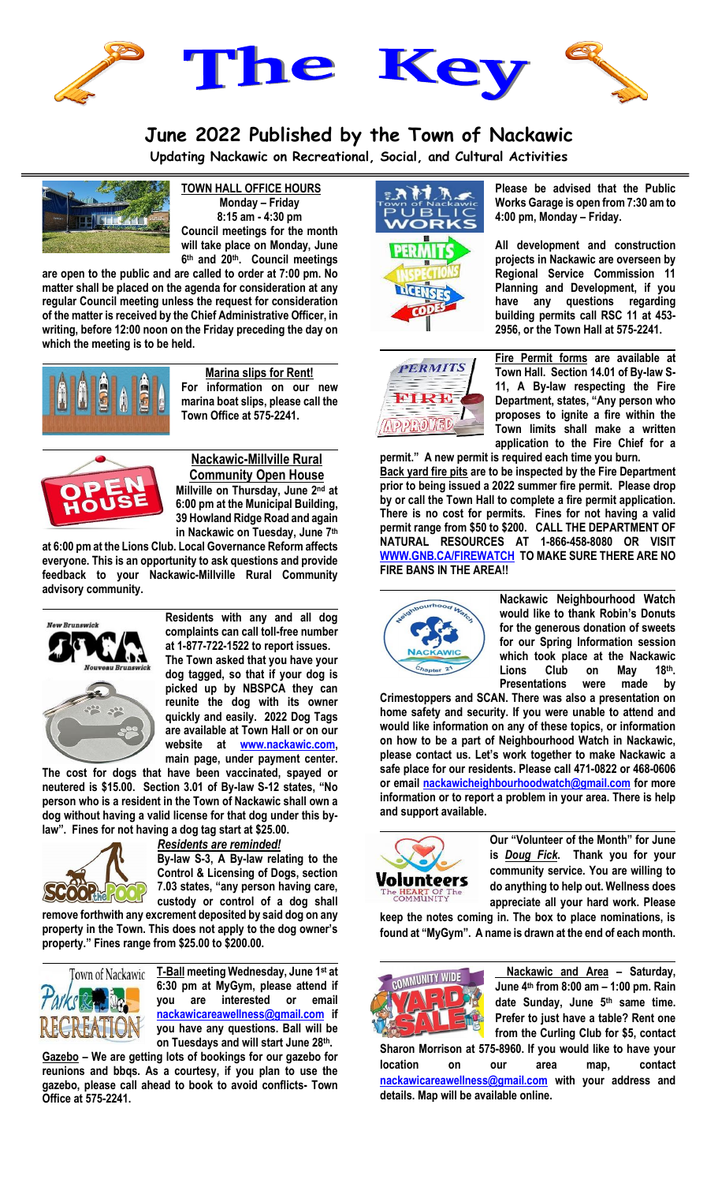# The Key

## June 2022 Published by the Town of Nackawic

**Updating Nackawic on Recreational, Social, and Cultural Activities**

**TOWN HALL OFFICE HOURS**
**Monday – Friday**
**8:15 am - 4:30 pm**

**Council meetings for the month will take place on Monday, June 6th and 20th. Council meetings are open to the public and are called to order at 7:00 pm. No matter shall be placed on the agenda for consideration at any regular Council meeting unless the request for consideration of the matter is received by the Chief Administrative Officer, in writing, before 12:00 noon on the Friday preceding the day on which the meeting is to be held.**

**Marina slips for Rent!**
**For information on our new marina boat slips, please call the Town Office at 575-2241.**

**Nackawic-Millville Rural Community Open House**
**Millville on Thursday, June 2nd at 6:00 pm at the Municipal Building, 39 Howland Ridge Road and again in Nackawic on Tuesday, June 7th at 6:00 pm at the Lions Club. Local Governance Reform affects everyone. This is an opportunity to ask questions and provide feedback to your Nackawic-Millville Rural Community advisory community.**

**Residents with any and all dog complaints can call toll-free number at 1-877-722-1522 to report issues. The Town asked that you have your dog tagged, so that if your dog is picked up by NBSPCA they can reunite the dog with its owner quickly and easily. 2022 Dog Tags are available at Town Hall or on our website at www.nackawic.com, main page, under payment center. The cost for dogs that have been vaccinated, spayed or neutered is $15.00. Section 3.01 of By-law S-12 states, "No person who is a resident in the Town of Nackawic shall own a dog without having a valid license for that dog under this by-law". Fines for not having a dog tag start at $25.00.**

***Residents are reminded!***
**By-law S-3, A By-law relating to the Control & Licensing of Dogs, section 7.03 states, "any person having care, custody or control of a dog shall remove forthwith any excrement deposited by said dog on any property in the Town. This does not apply to the dog owner's property." Fines range from $25.00 to $200.00.**

**T-Ball meeting Wednesday, June 1st at 6:30 pm at MyGym, please attend if you are interested or email nackawicareawellness@gmail.com if you have any questions. Ball will be on Tuesdays and will start June 28th.**

**Gazebo – We are getting lots of bookings for our gazebo for reunions and bbqs. As a courtesy, if you plan to use the gazebo, please call ahead to book to avoid conflicts- Town Office at 575-2241.**

**Please be advised that the Public Works Garage is open from 7:30 am to 4:00 pm, Monday – Friday.**

**All development and construction projects in Nackawic are overseen by Regional Service Commission 11 Planning and Development, if you have any questions regarding building permits call RSC 11 at 453-2956, or the Town Hall at 575-2241.**

**Fire Permit forms are available at Town Hall. Section 14.01 of By-law S-11, A By-law respecting the Fire Department, states, "Any person who proposes to ignite a fire within the Town limits shall make a written application to the Fire Chief for a permit." A new permit is required each time you burn.**

**Back yard fire pits are to be inspected by the Fire Department prior to being issued a 2022 summer fire permit. Please drop by or call the Town Hall to complete a fire permit application. There is no cost for permits. Fines for not having a valid permit range from $50 to $200. CALL THE DEPARTMENT OF NATURAL RESOURCES AT 1-866-458-8080 OR VISIT WWW.GNB.CA/FIREWATCH TO MAKE SURE THERE ARE NO FIRE BANS IN THE AREA!!**

**Nackawic Neighbourhood Watch would like to thank Robin's Donuts for the generous donation of sweets for our Spring Information session which took place at the Nackawic Lions Club on May 18th. Presentations were made by Crimestoppers and SCAN. There was also a presentation on home safety and security. If you were unable to attend and would like information on any of these topics, or information on how to be a part of Neighbourhood Watch in Nackawic, please contact us. Let's work together to make Nackawic a safe place for our residents. Please call 471-0822 or 468-0606 or email nackawicneighbourhoodwatch@gmail.com for more information or to report a problem in your area. There is help and support available.**

**Our "Volunteer of the Month" for June is *Doug Fick*. Thank you for your community service. You are willing to do anything to help out. Wellness does appreciate all your hard work. Please keep the notes coming in. The box to place nominations, is found at "MyGym". A name is drawn at the end of each month.**

**Nackawic and Area – Saturday, June 4th from 8:00 am – 1:00 pm. Rain date Sunday, June 5th same time. Prefer to just have a table? Rent one from the Curling Club for $5, contact Sharon Morrison at 575-8960. If you would like to have your location on our area map, contact nackawicareawellness@gmail.com with your address and details. Map will be available online.**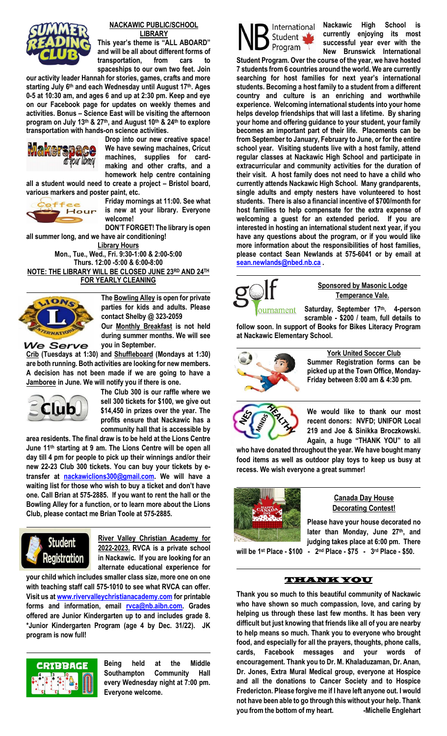## NACKAWIC PUBLIC/SCHOOL LIBRARY

**This year's theme is "ALL ABOARD" and will be all about different forms of transportation, from cars to spaceships to our own two feet. Join our activity leader Hannah for stories, games, crafts and more starting July 6th and each Wednesday until August 17th. Ages 0-5 at 10:30 am, and ages 6 and up at 2:30 pm. Keep and eye on our Facebook page for updates on weekly themes and activities. Bonus – Science East will be visiting the afternoon program on July 13th & 27th, and August 10th & 24th to explore transportation with hands-on science activities.**

**Drop into our new creative space! We have sewing machaines, Cricut machines, supplies for card-making and other crafts, and a homework help centre containing all a student would need to create a project – Bristol board, various markers and poster paint, etc.**

**Friday mornings at 11:00. See what is new at your library. Everyone welcome!**

**DON'T FORGET! The library is open all summer long, and we have air conditioning!**

**Library Hours**
**Mon., Tue., Wed., Fri. 9:30-1:00 & 2:00-5:00**
**Thurs. 12:00 -5:00 & 6:00-8:00**

**NOTE: THE LIBRARY WILL BE CLOSED JUNE 23RD AND 24TH FOR YEARLY CLEANING**

---

**The Bowling Alley is open for private parties for kids and adults. Please contact Shelby @ 323-2059**

**Our Monthly Breakfast is not held during summer months. We will see you in September.**

**Crib (Tuesdays at 1:30) and Shuffleboard (Mondays at 1:30) are both running. Both activities are looking for new members. A decision has not been made if we are going to have a Jamboree in June. We will notify you if there is one.**

**The Club 300 is our raffle where we sell 300 tickets for $100, we give out $14,450 in prizes over the year. The profits ensure that Nackawic has a community hall that is accessible by area residents. The final draw is to be held at the Lions Centre June 11th starting at 9 am. The Lions Centre will be open all day till 4 pm for people to pick up their winnings and/or their new 22-23 Club 300 tickets. You can buy your tickets by e-transfer at nackawiclions300@gmail.com. We will have a waiting list for those who wish to buy a ticket and don't have one. Call Brian at 575-2885. If you want to rent the hall or the Bowling Alley for a function, or to learn more about the Lions Club, please contact me Brian Toole at 575-2885.**

---

**River Valley Christian Academy for 2022-2023. RVCA is a private school in Nackawic. If you are looking for an alternate educational experience for your child which includes smaller class size, more one on one with teaching staff call 575-1010 to see what RVCA can offer. Visit us at www.rivervalleychristianacademy.com for printable forms and information, email rvca@nb.aibn.com. Grades offered are Junior Kindergarten up to and includes grade 8. \*Junior Kindergarten Program (age 4 by Dec. 31/22). JK program is now full!**

---

**Being held at the Middle Southampton Community Hall every Wednesday night at 7:00 pm. Everyone welcome.**

---

**Nackawic High School is currently enjoying its most successful year ever with the New Brunswick International Student Program. Over the course of the year, we have hosted 7 students from 6 countries around the world. We are currently searching for host families for next year's international students. Becoming a host family to a student from a different country and culture is an enriching and worthwhile experience. Welcoming international students into your home helps develop friendships that will last a lifetime. By sharing your home and offering guidance to your student, your family becomes an important part of their life. Placements can be from September to January, February to June, or for the entire school year. Visiting students live with a host family, attend regular classes at Nackawic High School and participate in extracurricular and community activities for the duration of their visit. A host family does not need to have a child who currently attends Nackawic High School. Many grandparents, single adults and empty nesters have volunteered to host students. There is also a financial incentive of $700/month for host families to help compensate for the extra expense of welcoming a guest for an extended period. If you are interested in hosting an international student next year, if you have any questions about the program, or if you would like more information about the responsibilities of host families, please contact Sean Newlands at 575-6041 or by email at sean.newlands@nbed.nb.ca .**

---

**Sponsored by Masonic Lodge Temperance Vale.**

**Saturday, September 17th. 4-person scramble - $200 / team, full details to follow soon. In support of Books for Bikes Literacy Program at Nackawic Elementary School.**

---

**York United Soccer Club**
**Summer Registration forms can be picked up at the Town Office, Monday-Friday between 8:00 am & 4:30 pm.**

---

**We would like to thank our most recent donors: NVFD; UNIFOR Local 219 and Joe & Sinikka Broczkowski. Again, a huge "THANK YOU" to all who have donated throughout the year. We have bought many food items as well as outdoor play toys to keep us busy at recess. We wish everyone a great summer!**

---

**Canada Day House Decorating Contest!**

**Please have your house decorated no later than Monday, June 27th, and judging takes place at 6:00 pm. There will be 1st Place - $100 - 2nd Place - $75 - 3rd Place - $50.**

---

## THANK YOU

**Thank you so much to this beautiful community of Nackawic who have shown so much compassion, love, and caring by helping us through these last few months. It has been very difficult but just knowing that friends like all of you are nearby to help means so much. Thank you to everyone who brought food, and especially for all the prayers, thoughts, phone calls, cards, Facebook messages and your words of encouragement. Thank you to Dr. M. Khaladuzaman, Dr. Anan, Dr. Jones, Extra Mural Medical group, everyone at Hospice and all the donations to Cancer Society and to Hospice Fredericton. Please forgive me if I have left anyone out. I would not have been able to go through this without your help. Thank you from the bottom of my heart. -Michelle Englehart**